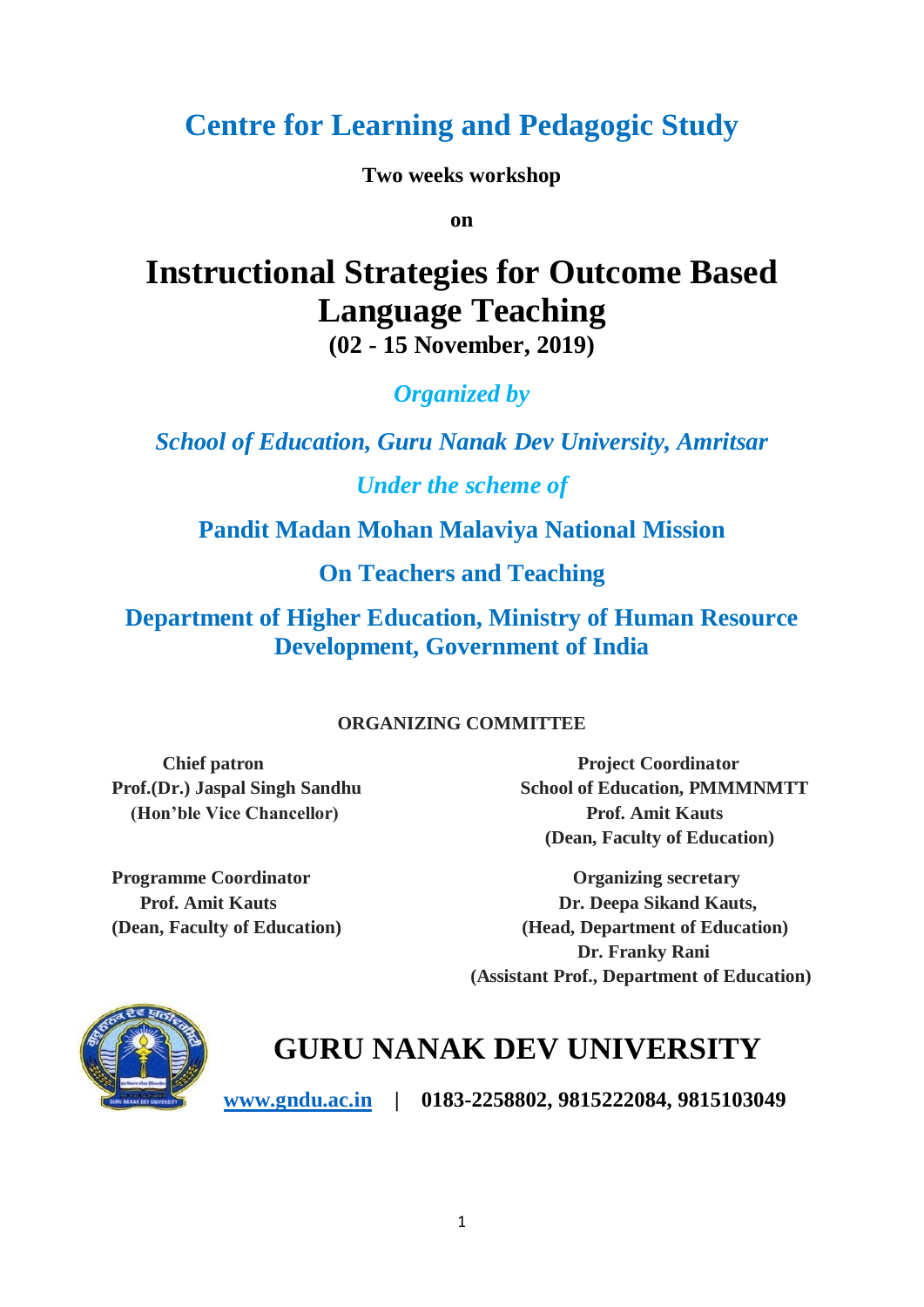# Centre for Learning and Pedagogic Study

**Two weeks workshop**

**on**

# Instructional Strategies for Outcome Based Language Teaching

**(02 - 15 November, 2019)**

*Organized by*

***School of Education, Guru Nanak Dev University, Amritsar***

*Under the scheme of*

**Pandit Madan Mohan Malaviya National Mission**

**On Teachers and Teaching**

**Department of Higher Education, Ministry of Human Resource Development, Government of India**

**ORGANIZING COMMITTEE**

**Chief patron**
**Prof.(Dr.) Jaspal Singh Sandhu**
**(Hon'ble Vice Chancellor)**

**Project Coordinator**
**School of Education, PMMMNMTT**
**Prof. Amit Kauts**
**(Dean, Faculty of Education)**

**Programme Coordinator**
**Prof. Amit Kauts**
**(Dean, Faculty of Education)**

**Organizing secretary**
**Dr. Deepa Sikand Kauts,**
**(Head, Department of Education)**
**Dr. Franky Rani**
**(Assistant Prof., Department of Education)**

## GURU NANAK DEV UNIVERSITY

www.gndu.ac.in | **0183-2258802, 9815222084, 9815103049**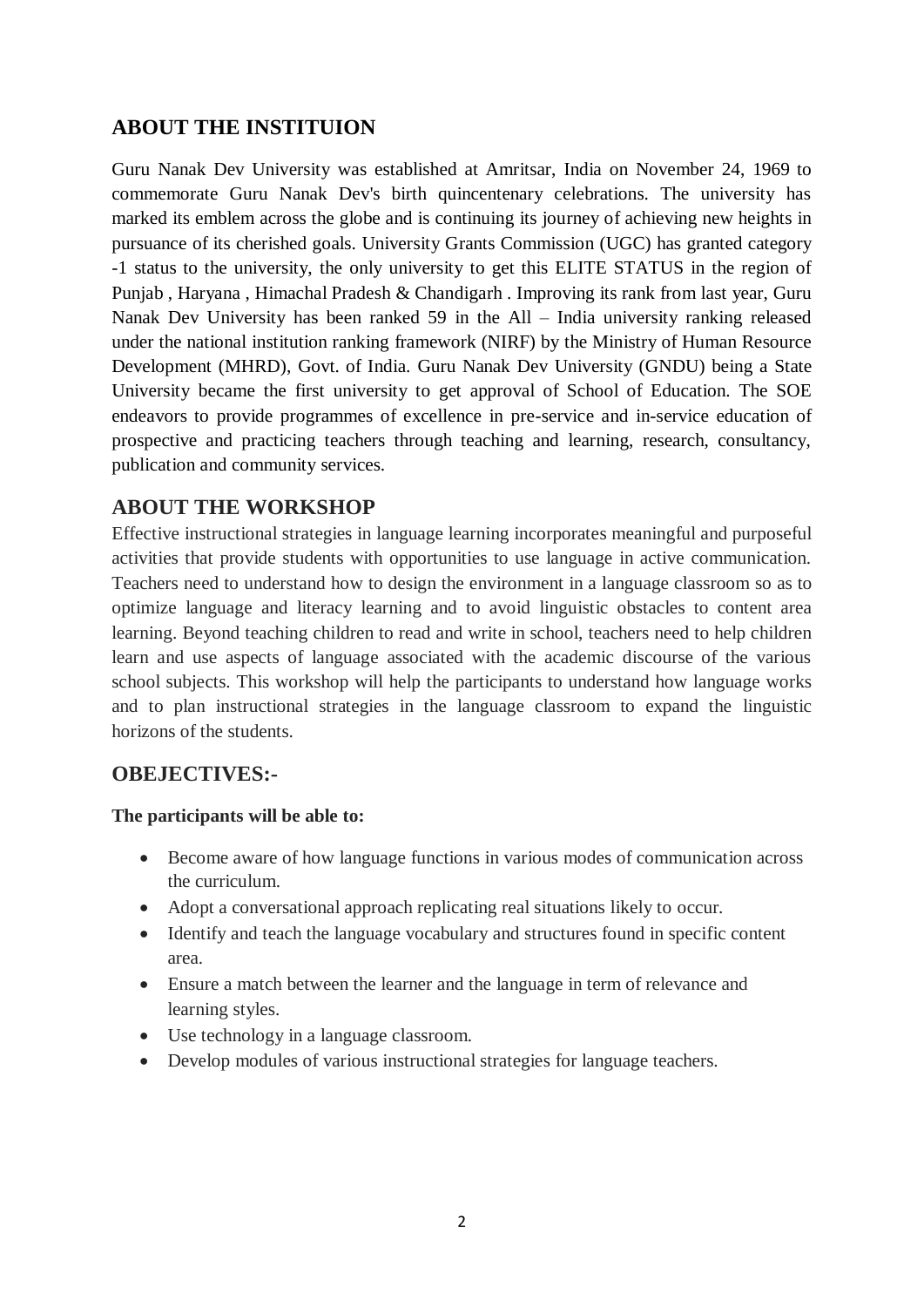## ABOUT THE INSTITUION

Guru Nanak Dev University was established at Amritsar, India on November 24, 1969 to commemorate Guru Nanak Dev's birth quincentenary celebrations. The university has marked its emblem across the globe and is continuing its journey of achieving new heights in pursuance of its cherished goals. University Grants Commission (UGC) has granted category -1 status to the university, the only university to get this ELITE STATUS in the region of Punjab , Haryana , Himachal Pradesh & Chandigarh . Improving its rank from last year, Guru Nanak Dev University has been ranked 59 in the All – India university ranking released under the national institution ranking framework (NIRF) by the Ministry of Human Resource Development (MHRD), Govt. of India. Guru Nanak Dev University (GNDU) being a State University became the first university to get approval of School of Education. The SOE endeavors to provide programmes of excellence in pre-service and in-service education of prospective and practicing teachers through teaching and learning, research, consultancy, publication and community services.

## ABOUT THE WORKSHOP

Effective instructional strategies in language learning incorporates meaningful and purposeful activities that provide students with opportunities to use language in active communication. Teachers need to understand how to design the environment in a language classroom so as to optimize language and literacy learning and to avoid linguistic obstacles to content area learning. Beyond teaching children to read and write in school, teachers need to help children learn and use aspects of language associated with the academic discourse of the various school subjects. This workshop will help the participants to understand how language works and to plan instructional strategies in the language classroom to expand the linguistic horizons of the students.

## OBEJECTIVES:-

**The participants will be able to:**

- Become aware of how language functions in various modes of communication across the curriculum.
- Adopt a conversational approach replicating real situations likely to occur.
- Identify and teach the language vocabulary and structures found in specific content area.
- Ensure a match between the learner and the language in term of relevance and learning styles.
- Use technology in a language classroom.
- Develop modules of various instructional strategies for language teachers.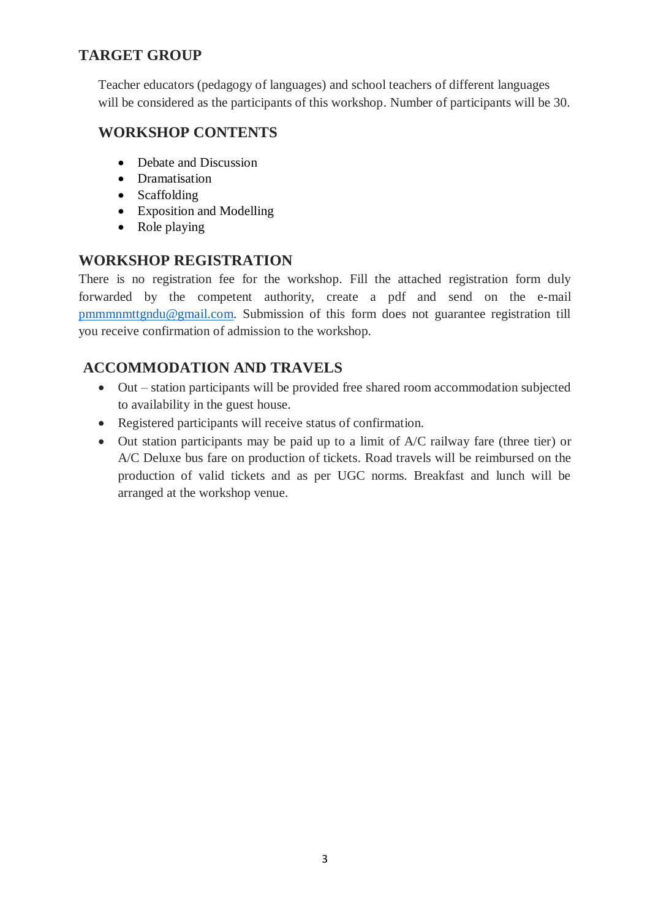## TARGET GROUP

Teacher educators (pedagogy of languages) and school teachers of different languages will be considered as the participants of this workshop. Number of participants will be 30.

## WORKSHOP CONTENTS

- Debate and Discussion
- Dramatisation
- Scaffolding
- Exposition and Modelling
- Role playing

## WORKSHOP REGISTRATION

There is no registration fee for the workshop. Fill the attached registration form duly forwarded by the competent authority, create a pdf and send on the e-mail pmmmnmttgndu@gmail.com. Submission of this form does not guarantee registration till you receive confirmation of admission to the workshop.

## ACCOMMODATION AND TRAVELS

- Out – station participants will be provided free shared room accommodation subjected to availability in the guest house.
- Registered participants will receive status of confirmation.
- Out station participants may be paid up to a limit of A/C railway fare (three tier) or A/C Deluxe bus fare on production of tickets. Road travels will be reimbursed on the production of valid tickets and as per UGC norms. Breakfast and lunch will be arranged at the workshop venue.